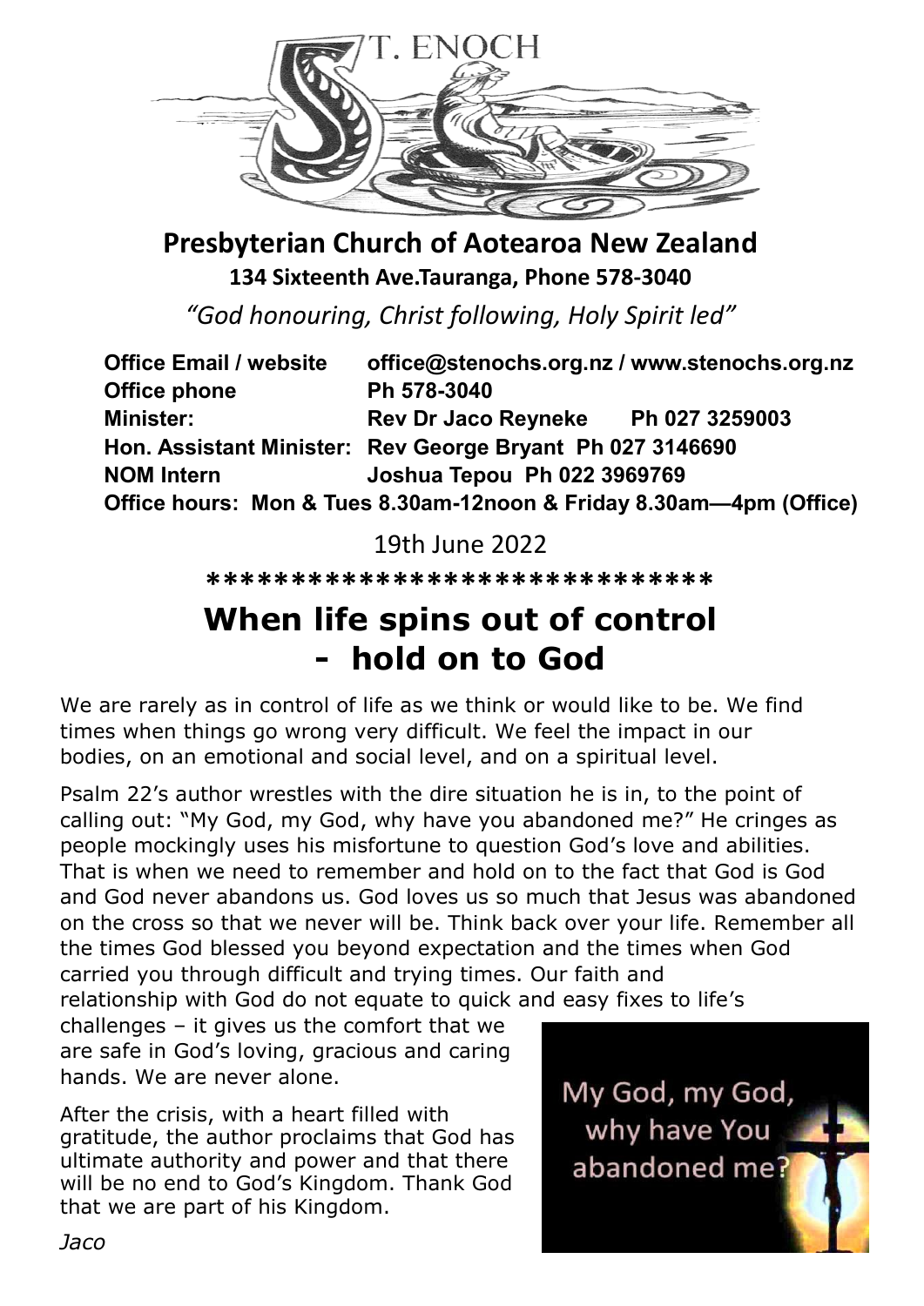T. ENOCH

# Presbyterian Church of Aotearoa New Zealand

**134 Sixteenth Ave.Tauranga, Phone 578-3040**

*"God honouring, Christ following, Holy Spirit led"*

**Office Email / website** office@stenochs.org.nz / www.stenochs.org.nz
**Office phone** Ph 578-3040
**Minister:** Rev Dr Jaco Reyneke Ph 027 3259003
**Hon. Assistant Minister:** Rev George Bryant Ph 027 3146690
**NOM Intern** Joshua Tepou Ph 022 3969769
**Office hours: Mon & Tues 8.30am-12noon & Friday 8.30am—4pm (Office)**

19th June 2022

******************************

## When life spins out of control - hold on to God

We are rarely as in control of life as we think or would like to be. We find times when things go wrong very difficult. We feel the impact in our bodies, on an emotional and social level, and on a spiritual level.

Psalm 22's author wrestles with the dire situation he is in, to the point of calling out: "My God, my God, why have you abandoned me?" He cringes as people mockingly uses his misfortune to question God's love and abilities. That is when we need to remember and hold on to the fact that God is God and God never abandons us. God loves us so much that Jesus was abandoned on the cross so that we never will be. Think back over your life. Remember all the times God blessed you beyond expectation and the times when God carried you through difficult and trying times. Our faith and relationship with God do not equate to quick and easy fixes to life's challenges – it gives us the comfort that we are safe in God's loving, gracious and caring hands. We are never alone.

After the crisis, with a heart filled with gratitude, the author proclaims that God has ultimate authority and power and that there will be no end to God's Kingdom. Thank God that we are part of his Kingdom.

My God, my God, why have You abandoned me?

*Jaco*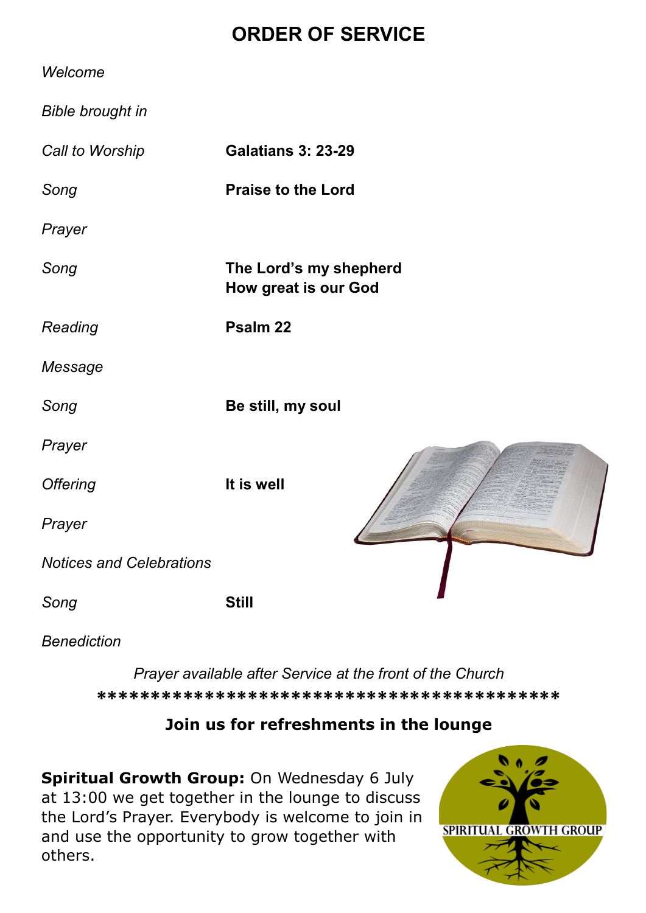# ORDER OF SERVICE

| | |
|---|---|
| *Welcome* | |
| *Bible brought in* | |
| *Call to Worship* | **Galatians 3: 23-29** |
| *Song* | **Praise to the Lord** |
| *Prayer* | |
| *Song* | **The Lord's my shepherd**<br>**How great is our God** |
| *Reading* | **Psalm 22** |
| *Message* | |
| *Song* | **Be still, my soul** |
| *Prayer* | |
| *Offering* | **It is well** |
| *Prayer* | |
| *Notices and Celebrations* | |
| *Song* | **Still** |
| *Benediction* | |

*Prayer available after Service at the front of the Church*

*******************************************

**Join us for refreshments in the lounge**

**Spiritual Growth Group:** On Wednesday 6 July at 13:00 we get together in the lounge to discuss the Lord's Prayer. Everybody is welcome to join in and use the opportunity to grow together with others.

SPIRITUAL GROWTH GROUP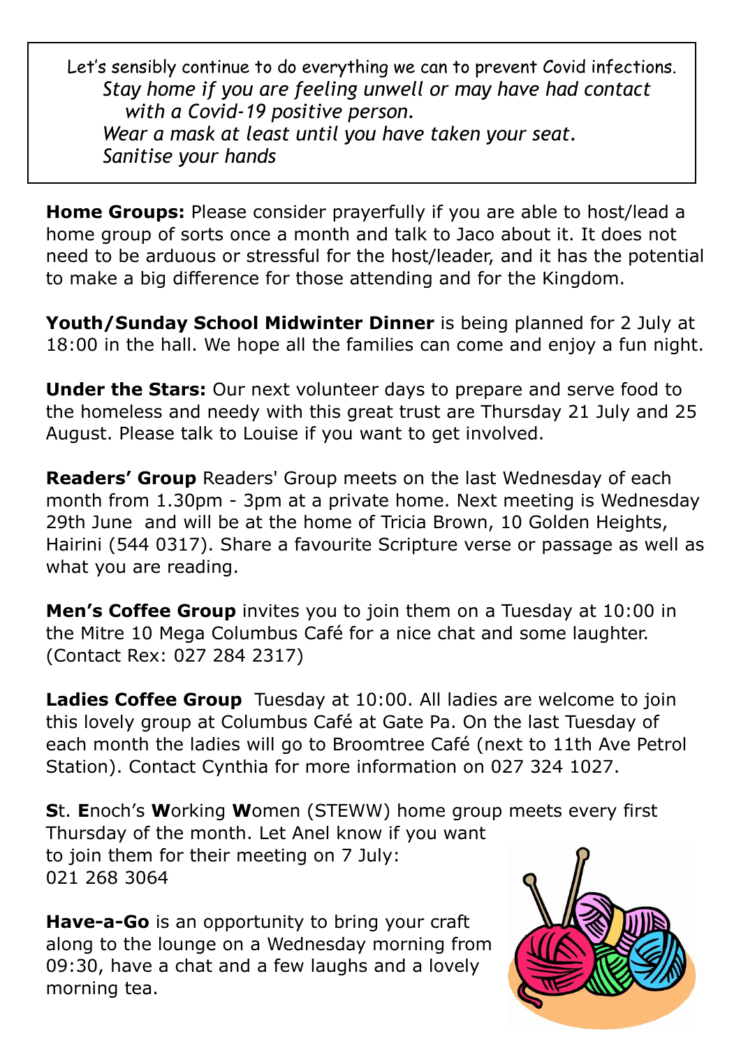> Let's sensibly continue to do everything we can to prevent Covid infections.
> *Stay home if you are feeling unwell or may have had contact with a Covid-19 positive person.*
> *Wear a mask at least until you have taken your seat.*
> *Sanitise your hands*

**Home Groups:** Please consider prayerfully if you are able to host/lead a home group of sorts once a month and talk to Jaco about it. It does not need to be arduous or stressful for the host/leader, and it has the potential to make a big difference for those attending and for the Kingdom.

**Youth/Sunday School Midwinter Dinner** is being planned for 2 July at 18:00 in the hall. We hope all the families can come and enjoy a fun night.

**Under the Stars:** Our next volunteer days to prepare and serve food to the homeless and needy with this great trust are Thursday 21 July and 25 August. Please talk to Louise if you want to get involved.

**Readers' Group** Readers' Group meets on the last Wednesday of each month from 1.30pm - 3pm at a private home. Next meeting is Wednesday 29th June and will be at the home of Tricia Brown, 10 Golden Heights, Hairini (544 0317). Share a favourite Scripture verse or passage as well as what you are reading.

**Men's Coffee Group** invites you to join them on a Tuesday at 10:00 in the Mitre 10 Mega Columbus Café for a nice chat and some laughter. (Contact Rex: 027 284 2317)

**Ladies Coffee Group** Tuesday at 10:00. All ladies are welcome to join this lovely group at Columbus Café at Gate Pa. On the last Tuesday of each month the ladies will go to Broomtree Café (next to 11th Ave Petrol Station). Contact Cynthia for more information on 027 324 1027.

**S**t. **E**noch's **W**orking **W**omen (STEWW) home group meets every first Thursday of the month. Let Anel know if you want to join them for their meeting on 7 July: 021 268 3064

**Have-a-Go** is an opportunity to bring your craft along to the lounge on a Wednesday morning from 09:30, have a chat and a few laughs and a lovely morning tea.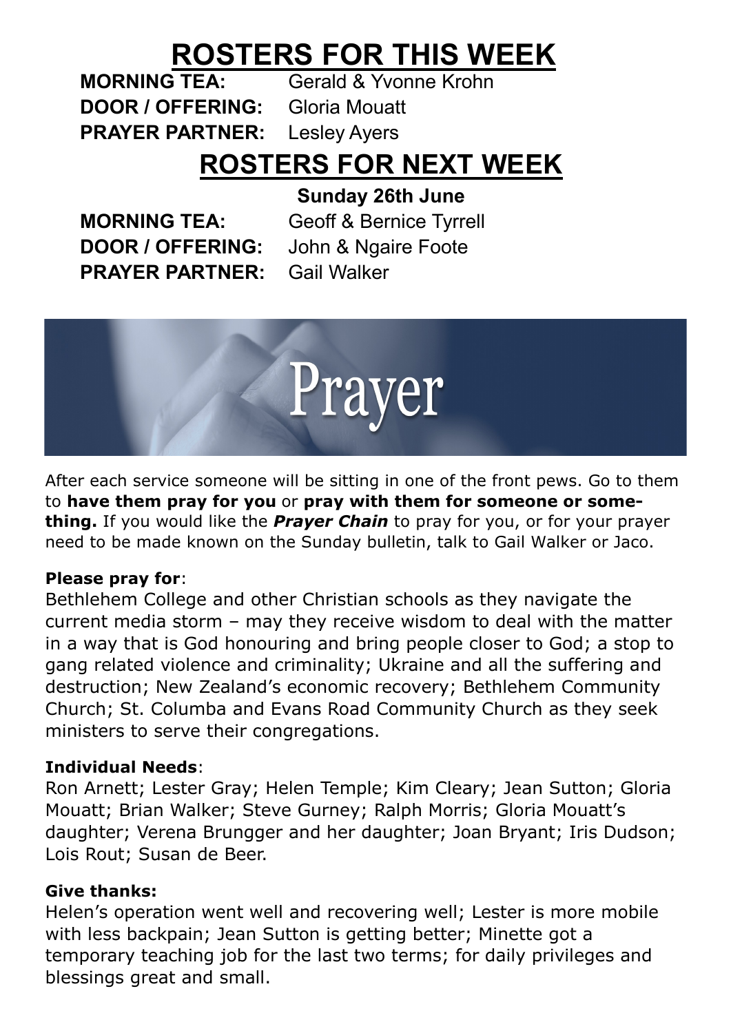# ROSTERS FOR THIS WEEK

**MORNING TEA:** Gerald & Yvonne Krohn
**DOOR / OFFERING:** Gloria Mouatt
**PRAYER PARTNER:** Lesley Ayers

# ROSTERS FOR NEXT WEEK

**Sunday 26th June**

**MORNING TEA:** Geoff & Bernice Tyrrell
**DOOR / OFFERING:** John & Ngaire Foote
**PRAYER PARTNER:** Gail Walker

## Prayer

After each service someone will be sitting in one of the front pews. Go to them to **have them pray for you** or **pray with them for someone or something.** If you would like the ***Prayer Chain*** to pray for you, or for your prayer need to be made known on the Sunday bulletin, talk to Gail Walker or Jaco.

**Please pray for**:
Bethlehem College and other Christian schools as they navigate the current media storm – may they receive wisdom to deal with the matter in a way that is God honouring and bring people closer to God; a stop to gang related violence and criminality; Ukraine and all the suffering and destruction; New Zealand's economic recovery; Bethlehem Community Church; St. Columba and Evans Road Community Church as they seek ministers to serve their congregations.

**Individual Needs**:
Ron Arnett; Lester Gray; Helen Temple; Kim Cleary; Jean Sutton; Gloria Mouatt; Brian Walker; Steve Gurney; Ralph Morris; Gloria Mouatt's daughter; Verena Brungger and her daughter; Joan Bryant; Iris Dudson; Lois Rout; Susan de Beer.

**Give thanks:**
Helen's operation went well and recovering well; Lester is more mobile with less backpain; Jean Sutton is getting better; Minette got a temporary teaching job for the last two terms; for daily privileges and blessings great and small.